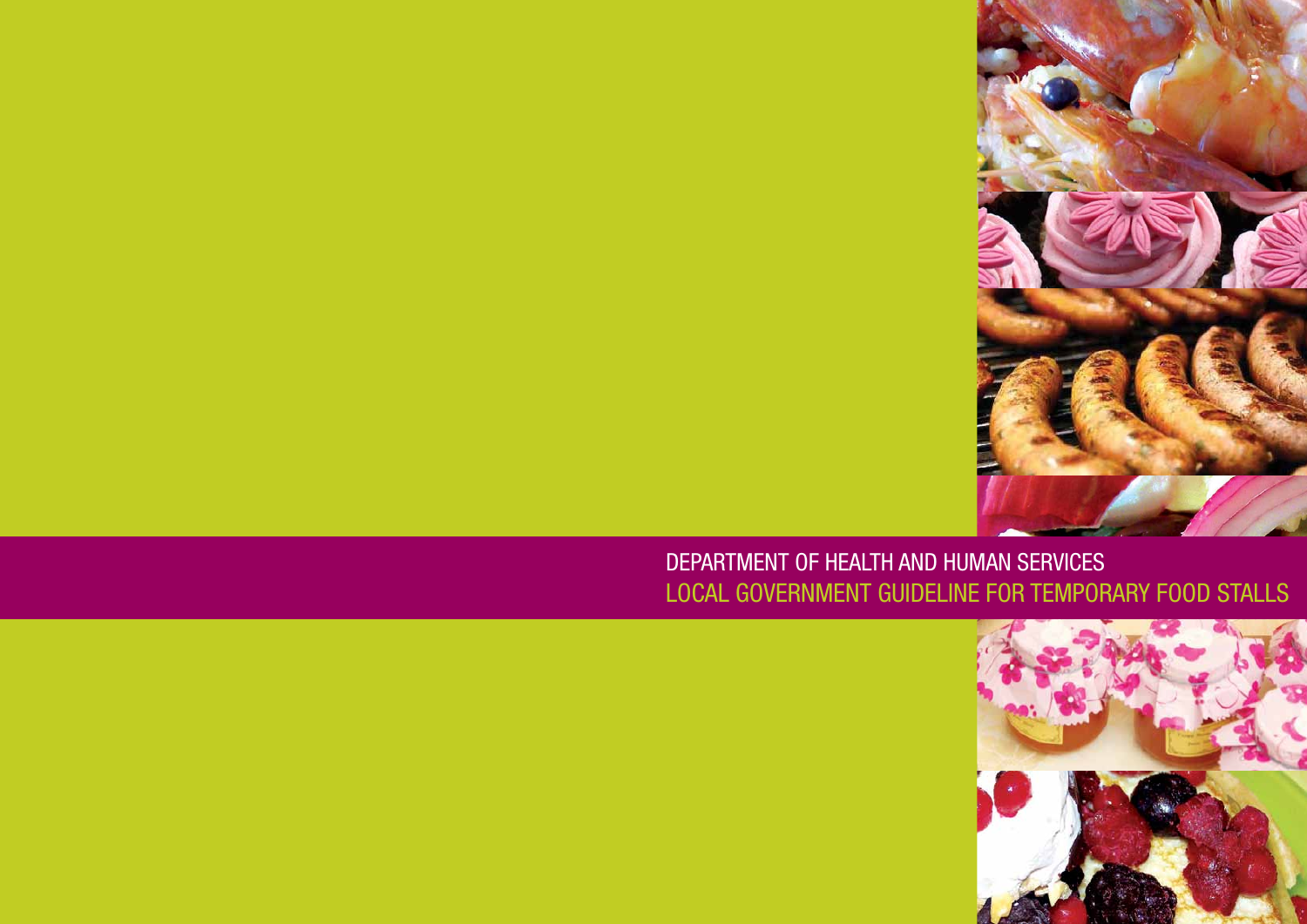DEPARTMENT OF HEALTH AND HUMAN SERVICES

# LOCAL GOVERNMENT GUIDELINE FOR TEMPORARY FOOD STALLS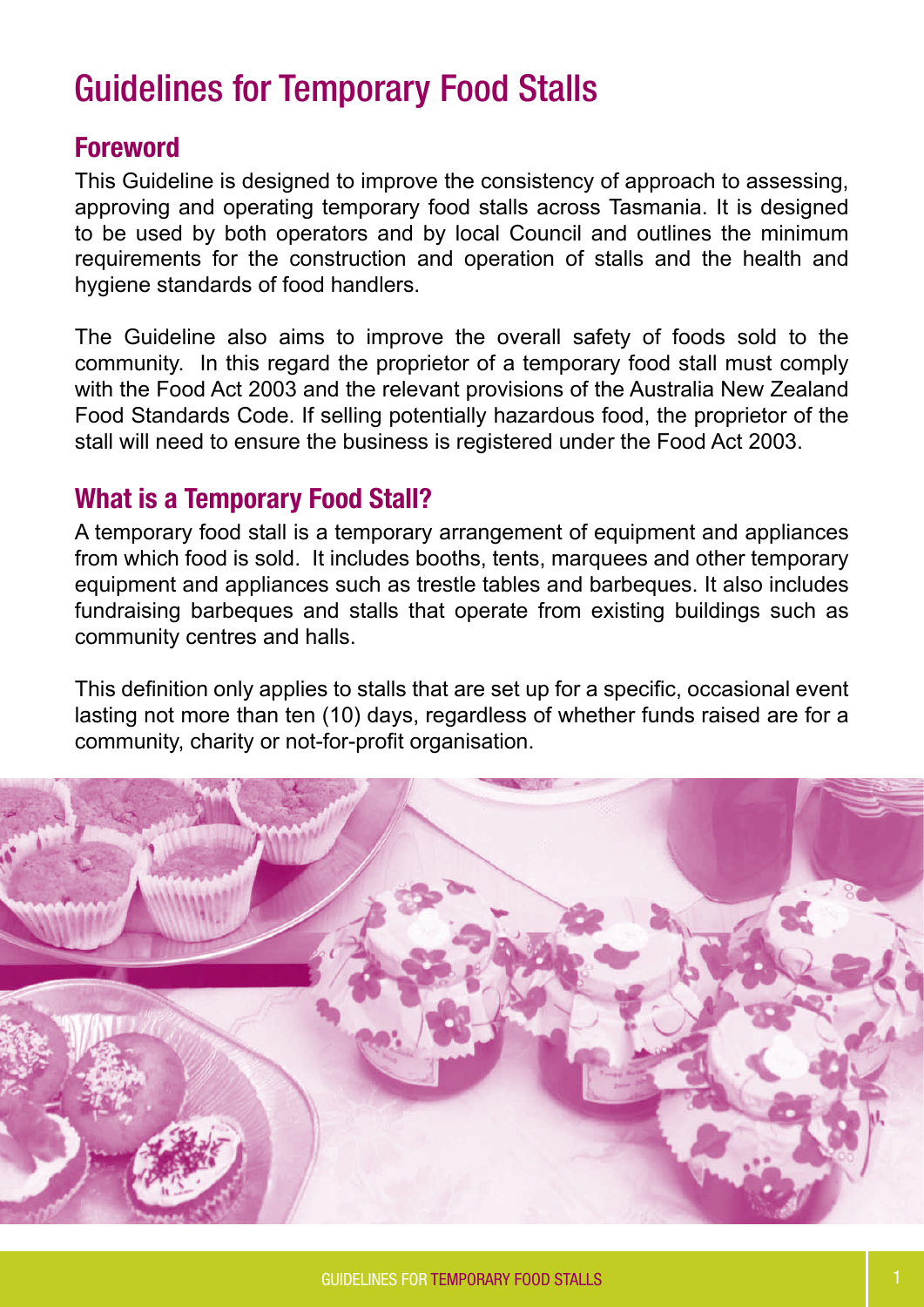# Guidelines for Temporary Food Stalls

## Foreword

This Guideline is designed to improve the consistency of approach to assessing, approving and operating temporary food stalls across Tasmania. It is designed to be used by both operators and by local Council and outlines the minimum requirements for the construction and operation of stalls and the health and hygiene standards of food handlers.

The Guideline also aims to improve the overall safety of foods sold to the community. In this regard the proprietor of a temporary food stall must comply with the Food Act 2003 and the relevant provisions of the Australia New Zealand Food Standards Code. If selling potentially hazardous food, the proprietor of the stall will need to ensure the business is registered under the Food Act 2003.

## What is a Temporary Food Stall?

A temporary food stall is a temporary arrangement of equipment and appliances from which food is sold. It includes booths, tents, marquees and other temporary equipment and appliances such as trestle tables and barbeques. It also includes fundraising barbeques and stalls that operate from existing buildings such as community centres and halls.

This definition only applies to stalls that are set up for a specific, occasional event lasting not more than ten (10) days, regardless of whether funds raised are for a community, charity or not-for-profit organisation.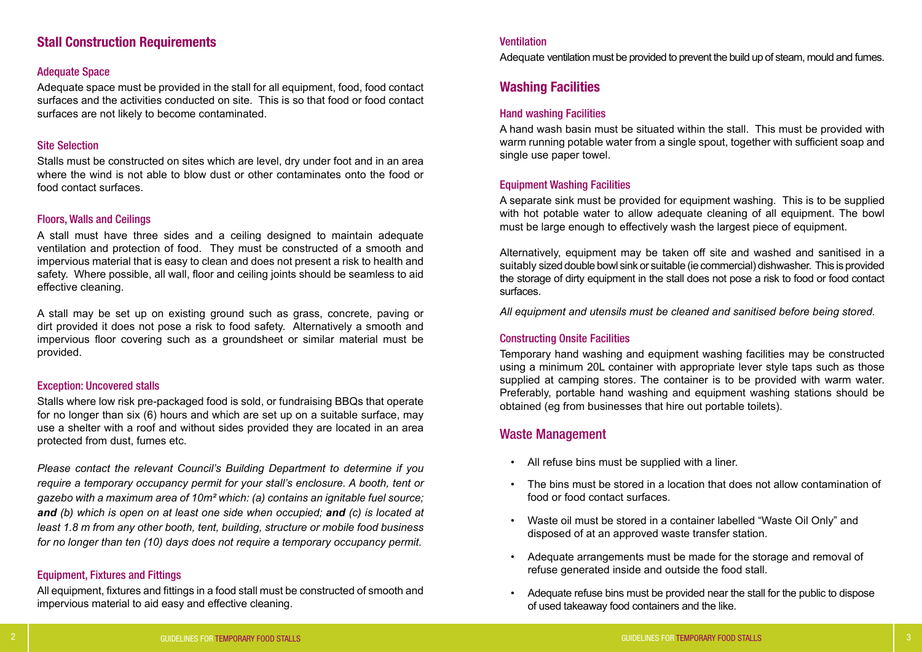## Stall Construction Requirements

### Adequate Space

Adequate space must be provided in the stall for all equipment, food, food contact surfaces and the activities conducted on site. This is so that food or food contact surfaces are not likely to become contaminated.

### Site Selection

Stalls must be constructed on sites which are level, dry under foot and in an area where the wind is not able to blow dust or other contaminates onto the food or food contact surfaces.

### Floors, Walls and Ceilings

A stall must have three sides and a ceiling designed to maintain adequate ventilation and protection of food. They must be constructed of a smooth and impervious material that is easy to clean and does not present a risk to health and safety. Where possible, all wall, floor and ceiling joints should be seamless to aid effective cleaning.

A stall may be set up on existing ground such as grass, concrete, paving or dirt provided it does not pose a risk to food safety. Alternatively a smooth and impervious floor covering such as a groundsheet or similar material must be provided.

### Exception: Uncovered stalls

Stalls where low risk pre-packaged food is sold, or fundraising BBQs that operate for no longer than six (6) hours and which are set up on a suitable surface, may use a shelter with a roof and without sides provided they are located in an area protected from dust, fumes etc.

*Please contact the relevant Council's Building Department to determine if you require a temporary occupancy permit for your stall's enclosure. A booth, tent or gazebo with a maximum area of 10m² which: (a) contains an ignitable fuel source;* ***and*** *(b) which is open on at least one side when occupied;* ***and*** *(c) is located at least 1.8 m from any other booth, tent, building, structure or mobile food business for no longer than ten (10) days does not require a temporary occupancy permit.*

### Equipment, Fixtures and Fittings

All equipment, fixtures and fittings in a food stall must be constructed of smooth and impervious material to aid easy and effective cleaning.

### Ventilation

Adequate ventilation must be provided to prevent the build up of steam, mould and fumes.

## Washing Facilities

### Hand washing Facilities

A hand wash basin must be situated within the stall. This must be provided with warm running potable water from a single spout, together with sufficient soap and single use paper towel.

### Equipment Washing Facilities

A separate sink must be provided for equipment washing. This is to be supplied with hot potable water to allow adequate cleaning of all equipment. The bowl must be large enough to effectively wash the largest piece of equipment.

Alternatively, equipment may be taken off site and washed and sanitised in a suitably sized double bowl sink or suitable (ie commercial) dishwasher. This is provided the storage of dirty equipment in the stall does not pose a risk to food or food contact surfaces.

*All equipment and utensils must be cleaned and sanitised before being stored.*

### Constructing Onsite Facilities

Temporary hand washing and equipment washing facilities may be constructed using a minimum 20L container with appropriate lever style taps such as those supplied at camping stores. The container is to be provided with warm water. Preferably, portable hand washing and equipment washing stations should be obtained (eg from businesses that hire out portable toilets).

## Waste Management

- All refuse bins must be supplied with a liner.
- The bins must be stored in a location that does not allow contamination of food or food contact surfaces.
- Waste oil must be stored in a container labelled "Waste Oil Only" and disposed of at an approved waste transfer station.
- Adequate arrangements must be made for the storage and removal of refuse generated inside and outside the food stall.
- Adequate refuse bins must be provided near the stall for the public to dispose of used takeaway food containers and the like.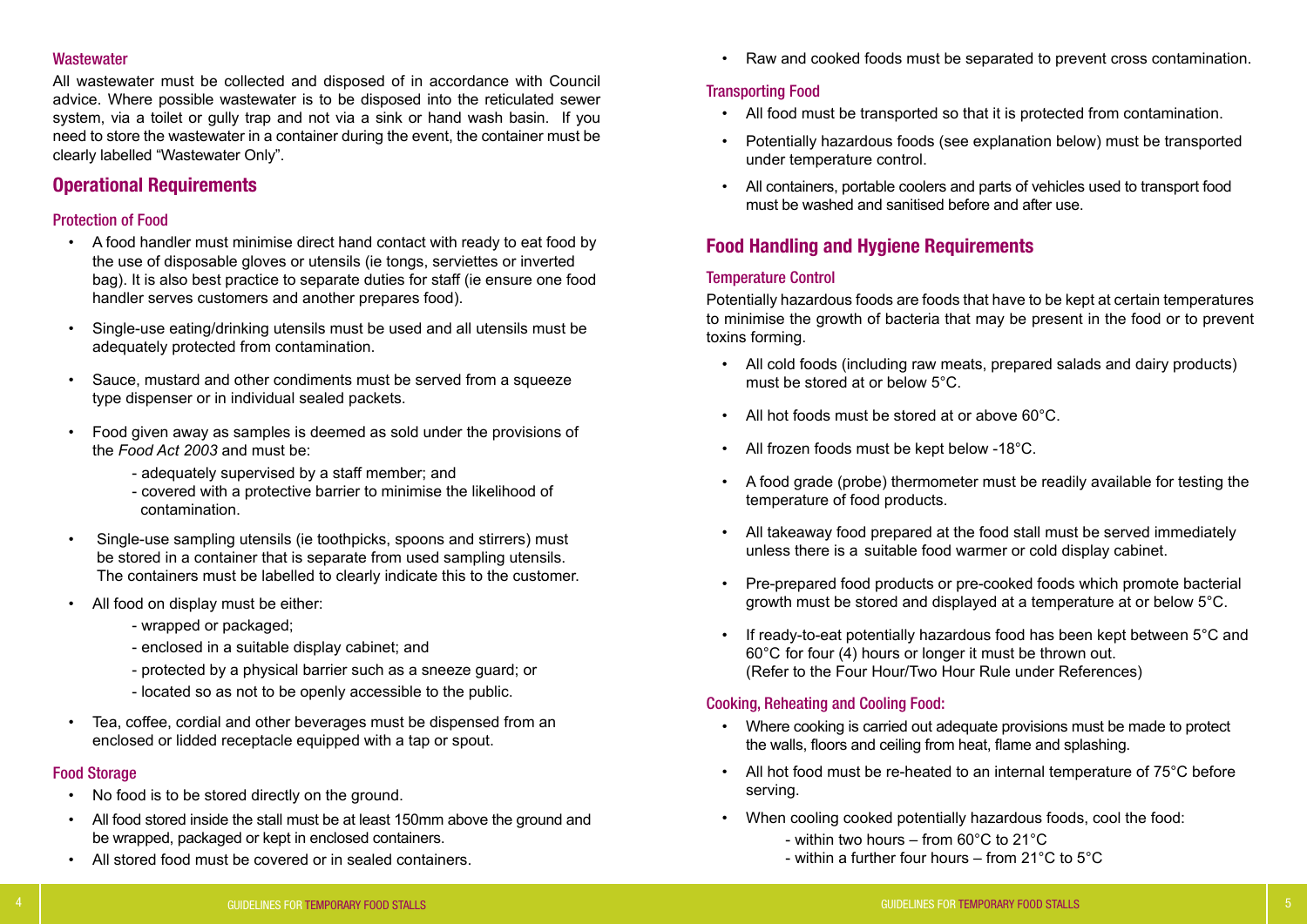### Wastewater

All wastewater must be collected and disposed of in accordance with Council advice. Where possible wastewater is to be disposed into the reticulated sewer system, via a toilet or gully trap and not via a sink or hand wash basin. If you need to store the wastewater in a container during the event, the container must be clearly labelled "Wastewater Only".

## Operational Requirements

### Protection of Food

- A food handler must minimise direct hand contact with ready to eat food by the use of disposable gloves or utensils (ie tongs, serviettes or inverted bag). It is also best practice to separate duties for staff (ie ensure one food handler serves customers and another prepares food).
- Single-use eating/drinking utensils must be used and all utensils must be adequately protected from contamination.
- Sauce, mustard and other condiments must be served from a squeeze type dispenser or in individual sealed packets.
- Food given away as samples is deemed as sold under the provisions of the *Food Act 2003* and must be:
  - adequately supervised by a staff member; and
  - covered with a protective barrier to minimise the likelihood of contamination.
- Single-use sampling utensils (ie toothpicks, spoons and stirrers) must be stored in a container that is separate from used sampling utensils. The containers must be labelled to clearly indicate this to the customer.
- All food on display must be either:
  - wrapped or packaged;
  - enclosed in a suitable display cabinet; and
  - protected by a physical barrier such as a sneeze guard; or
  - located so as not to be openly accessible to the public.
- Tea, coffee, cordial and other beverages must be dispensed from an enclosed or lidded receptacle equipped with a tap or spout.

### Food Storage

- No food is to be stored directly on the ground.
- All food stored inside the stall must be at least 150mm above the ground and be wrapped, packaged or kept in enclosed containers.
- All stored food must be covered or in sealed containers.
- Raw and cooked foods must be separated to prevent cross contamination.

### Transporting Food

- All food must be transported so that it is protected from contamination.
- Potentially hazardous foods (see explanation below) must be transported under temperature control.
- All containers, portable coolers and parts of vehicles used to transport food must be washed and sanitised before and after use.

## Food Handling and Hygiene Requirements

### Temperature Control

Potentially hazardous foods are foods that have to be kept at certain temperatures to minimise the growth of bacteria that may be present in the food or to prevent toxins forming.

- All cold foods (including raw meats, prepared salads and dairy products) must be stored at or below 5°C.
- All hot foods must be stored at or above 60°C.
- All frozen foods must be kept below -18°C.
- A food grade (probe) thermometer must be readily available for testing the temperature of food products.
- All takeaway food prepared at the food stall must be served immediately unless there is a suitable food warmer or cold display cabinet.
- Pre-prepared food products or pre-cooked foods which promote bacterial growth must be stored and displayed at a temperature at or below 5°C.
- If ready-to-eat potentially hazardous food has been kept between 5°C and 60°C for four (4) hours or longer it must be thrown out. (Refer to the Four Hour/Two Hour Rule under References)

### Cooking, Reheating and Cooling Food:

- Where cooking is carried out adequate provisions must be made to protect the walls, floors and ceiling from heat, flame and splashing.
- All hot food must be re-heated to an internal temperature of 75°C before serving.
- When cooling cooked potentially hazardous foods, cool the food:
  - within two hours – from 60°C to 21°C
  - within a further four hours – from 21°C to 5°C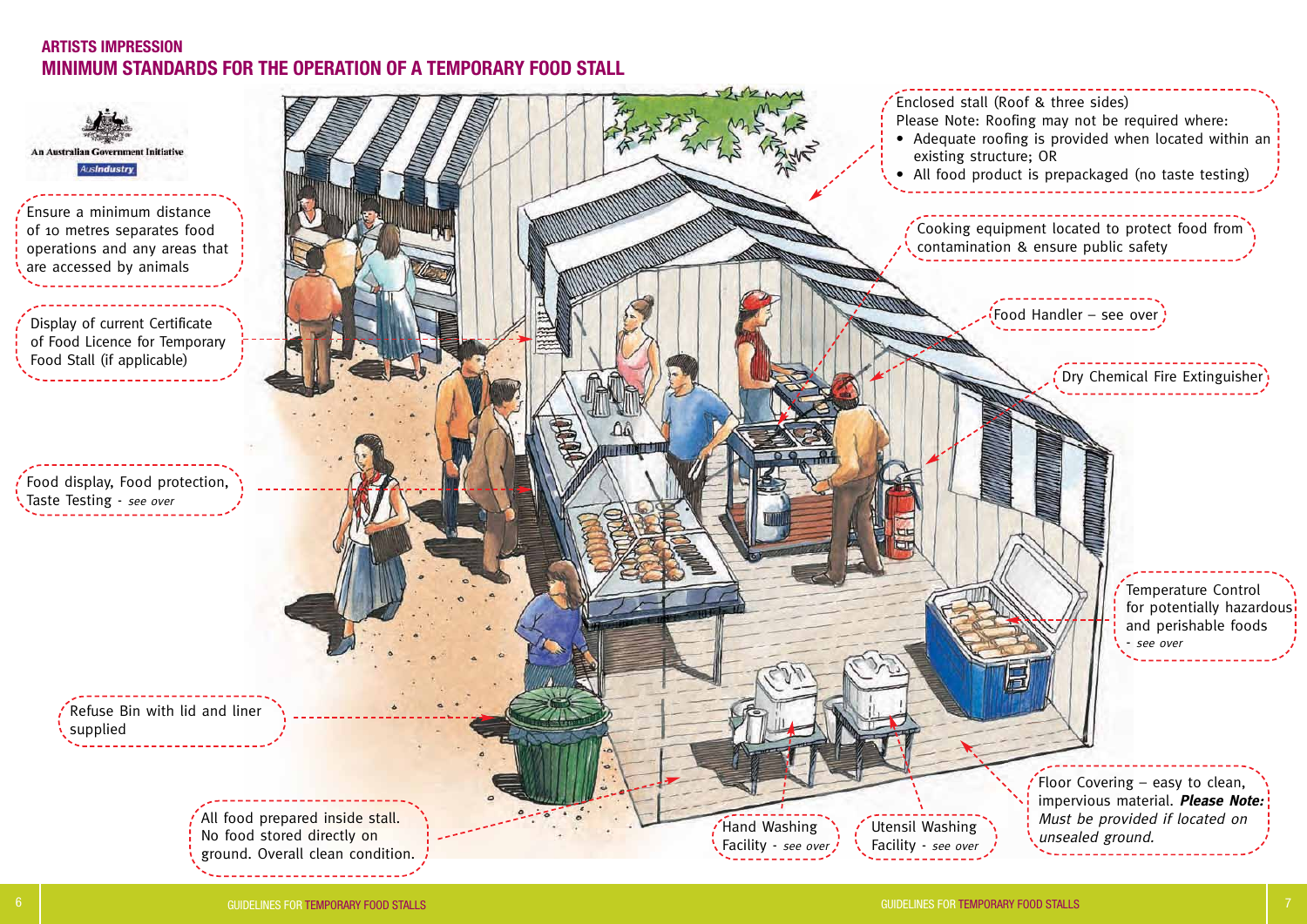## ARTISTS IMPRESSION

# MINIMUM STANDARDS FOR THE OPERATION OF A TEMPORARY FOOD STALL

An Australian Government Initiative

AusIndustry

Ensure a minimum distance of 10 metres separates food operations and any areas that are accessed by animals

Display of current Certificate of Food Licence for Temporary Food Stall (if applicable)

Food display, Food protection, Taste Testing - *see over*

Refuse Bin with lid and liner supplied

All food prepared inside stall. No food stored directly on ground. Overall clean condition.

Hand Washing Facility - *see over*

Utensil Washing Facility - *see over*

Floor Covering – easy to clean, impervious material. ***Please Note:*** *Must be provided if located on unsealed ground.*

Temperature Control for potentially hazardous and perishable foods - *see over*

Dry Chemical Fire Extinguisher

Food Handler – see over

Cooking equipment located to protect food from contamination & ensure public safety

Enclosed stall (Roof & three sides)
Please Note: Roofing may not be required where:

- Adequate roofing is provided when located within an existing structure; OR
- All food product is prepackaged (no taste testing)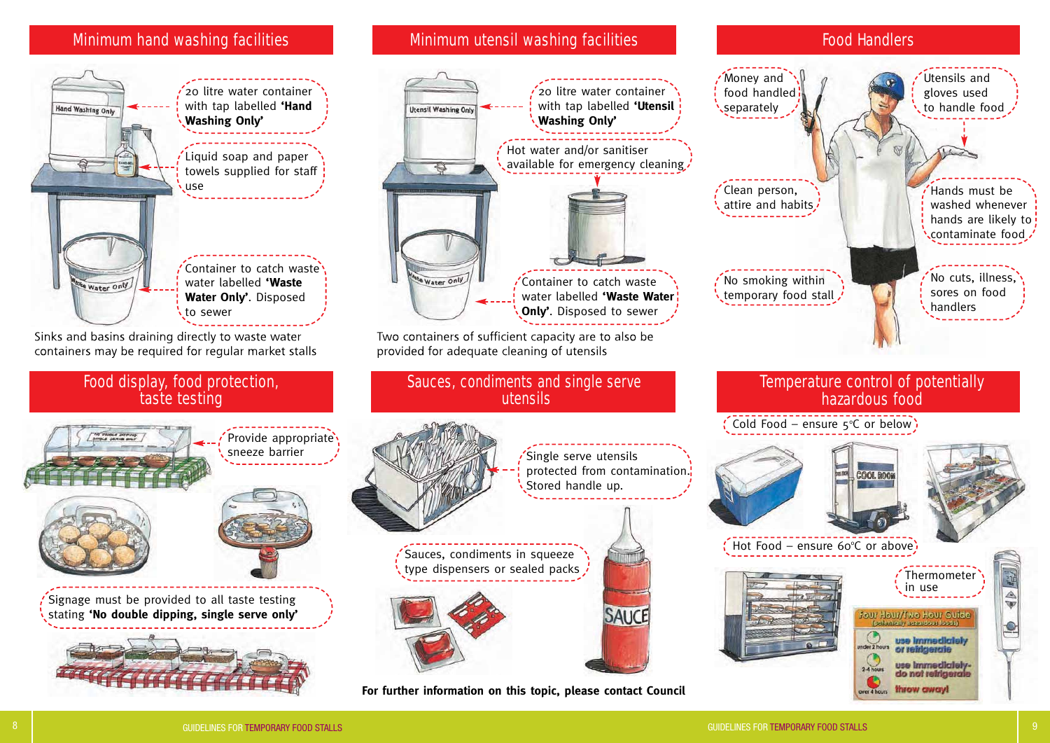## Minimum hand washing facilities

20 litre water container with tap labelled **'Hand Washing Only'**

Liquid soap and paper towels supplied for staff use

Container to catch waste water labelled **'Waste Water Only'**. Disposed to sewer

Sinks and basins draining directly to waste water containers may be required for regular market stalls

## Minimum utensil washing facilities

20 litre water container with tap labelled **'Utensil Washing Only'**

Hot water and/or sanitiser available for emergency cleaning

Container to catch waste water labelled **'Waste Water Only'**. Disposed to sewer

Two containers of sufficient capacity are to also be provided for adequate cleaning of utensils

## Food Handlers

Money and food handled separately

Utensils and gloves used to handle food

Clean person, attire and habits

Hands must be washed whenever hands are likely to contaminate food

No smoking within temporary food stall

No cuts, illness, sores on food handlers

## Food display, food protection, taste testing

Provide appropriate sneeze barrier

Signage must be provided to all taste testing stating **'No double dipping, single serve only'**

## Sauces, condiments and single serve utensils

Single serve utensils protected from contamination. Stored handle up.

Sauces, condiments in squeeze type dispensers or sealed packs

**For further information on this topic, please contact Council**

## Temperature control of potentially hazardous food

Cold Food – ensure 5°C or below

Hot Food – ensure 60°C or above

Thermometer in use

Four Hour/Two Hour Guide (potentially hazardous foods)

- under 2 hours: use immediately or refrigerate
- 2-4 hours: use immediately - do not refrigerate
- over 4 hours: throw away!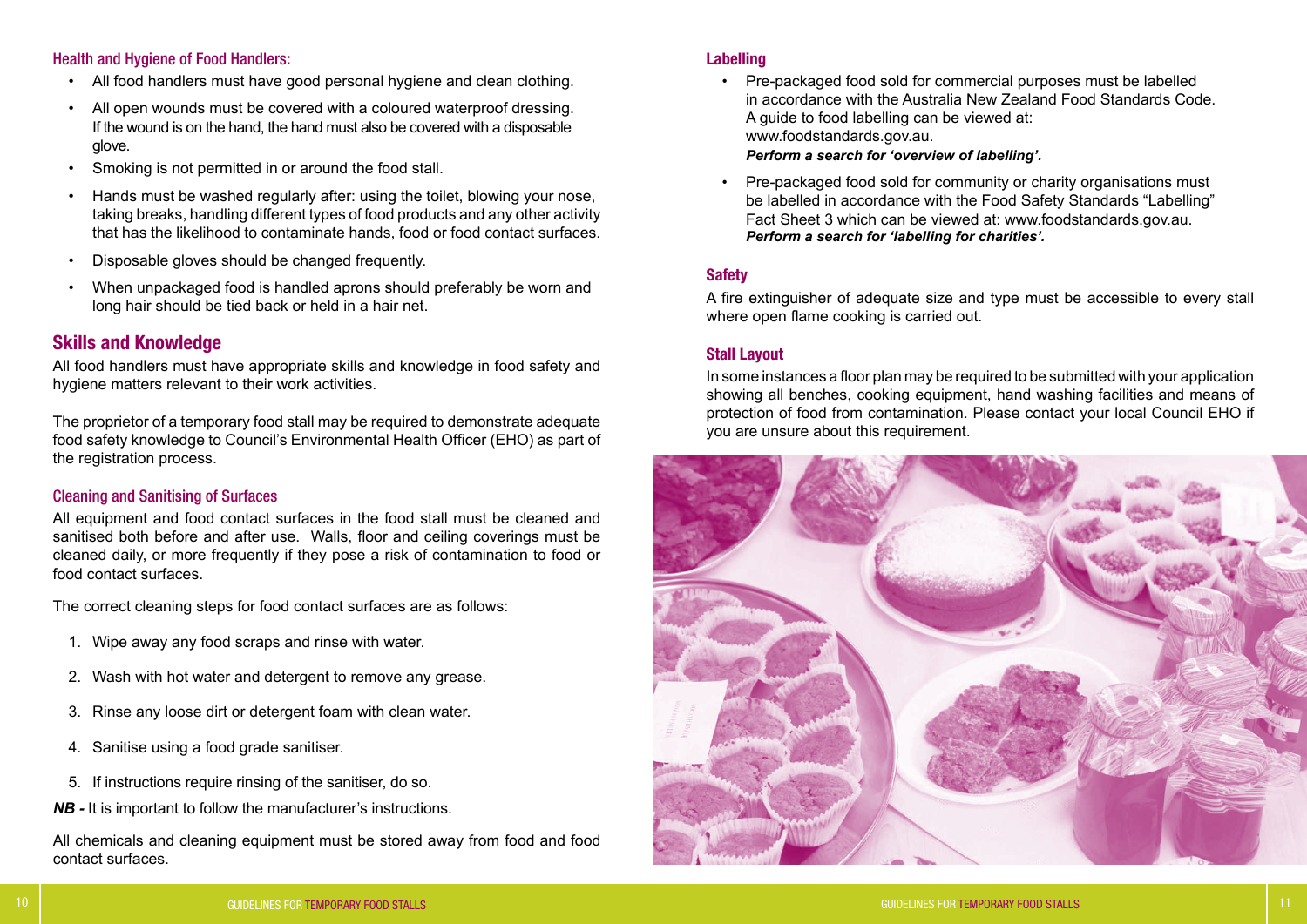### Health and Hygiene of Food Handlers:

- All food handlers must have good personal hygiene and clean clothing.
- All open wounds must be covered with a coloured waterproof dressing. If the wound is on the hand, the hand must also be covered with a disposable glove.
- Smoking is not permitted in or around the food stall.
- Hands must be washed regularly after: using the toilet, blowing your nose, taking breaks, handling different types of food products and any other activity that has the likelihood to contaminate hands, food or food contact surfaces.
- Disposable gloves should be changed frequently.
- When unpackaged food is handled aprons should preferably be worn and long hair should be tied back or held in a hair net.

## Skills and Knowledge

All food handlers must have appropriate skills and knowledge in food safety and hygiene matters relevant to their work activities.

The proprietor of a temporary food stall may be required to demonstrate adequate food safety knowledge to Council's Environmental Health Officer (EHO) as part of the registration process.

### Cleaning and Sanitising of Surfaces

All equipment and food contact surfaces in the food stall must be cleaned and sanitised both before and after use. Walls, floor and ceiling coverings must be cleaned daily, or more frequently if they pose a risk of contamination to food or food contact surfaces.

The correct cleaning steps for food contact surfaces are as follows:

1. Wipe away any food scraps and rinse with water.
2. Wash with hot water and detergent to remove any grease.
3. Rinse any loose dirt or detergent foam with clean water.
4. Sanitise using a food grade sanitiser.
5. If instructions require rinsing of the sanitiser, do so.

***NB -*** It is important to follow the manufacturer's instructions.

All chemicals and cleaning equipment must be stored away from food and food contact surfaces.

### Labelling

- Pre-packaged food sold for commercial purposes must be labelled in accordance with the Australia New Zealand Food Standards Code. A guide to food labelling can be viewed at: www.foodstandards.gov.au.
  ***Perform a search for 'overview of labelling'.***
- Pre-packaged food sold for community or charity organisations must be labelled in accordance with the Food Safety Standards "Labelling" Fact Sheet 3 which can be viewed at: www.foodstandards.gov.au.
  ***Perform a search for 'labelling for charities'.***

### Safety

A fire extinguisher of adequate size and type must be accessible to every stall where open flame cooking is carried out.

### Stall Layout

In some instances a floor plan may be required to be submitted with your application showing all benches, cooking equipment, hand washing facilities and means of protection of food from contamination. Please contact your local Council EHO if you are unsure about this requirement.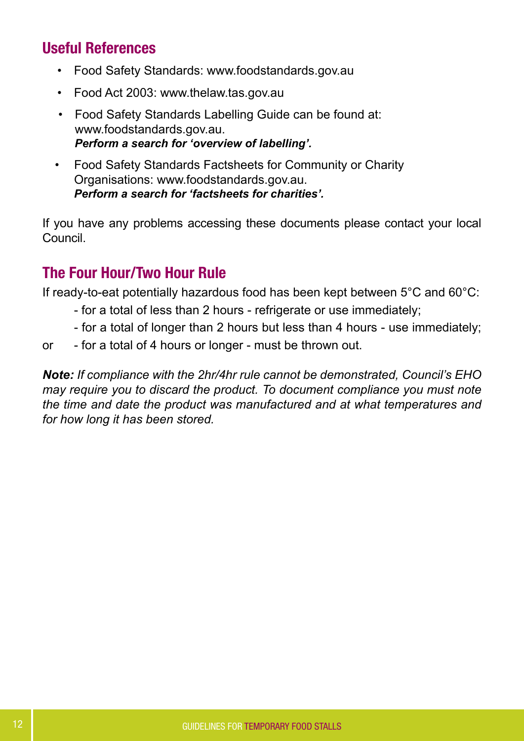## Useful References

- Food Safety Standards: www.foodstandards.gov.au
- Food Act 2003: www.thelaw.tas.gov.au
- Food Safety Standards Labelling Guide can be found at: www.foodstandards.gov.au. ***Perform a search for 'overview of labelling'.***
- Food Safety Standards Factsheets for Community or Charity Organisations: www.foodstandards.gov.au. ***Perform a search for 'factsheets for charities'.***

If you have any problems accessing these documents please contact your local Council.

## The Four Hour/Two Hour Rule

If ready-to-eat potentially hazardous food has been kept between 5°C and 60°C:

- for a total of less than 2 hours - refrigerate or use immediately;

- for a total of longer than 2 hours but less than 4 hours - use immediately;

or - for a total of 4 hours or longer - must be thrown out.

***Note:*** *If compliance with the 2hr/4hr rule cannot be demonstrated, Council's EHO may require you to discard the product. To document compliance you must note the time and date the product was manufactured and at what temperatures and for how long it has been stored.*